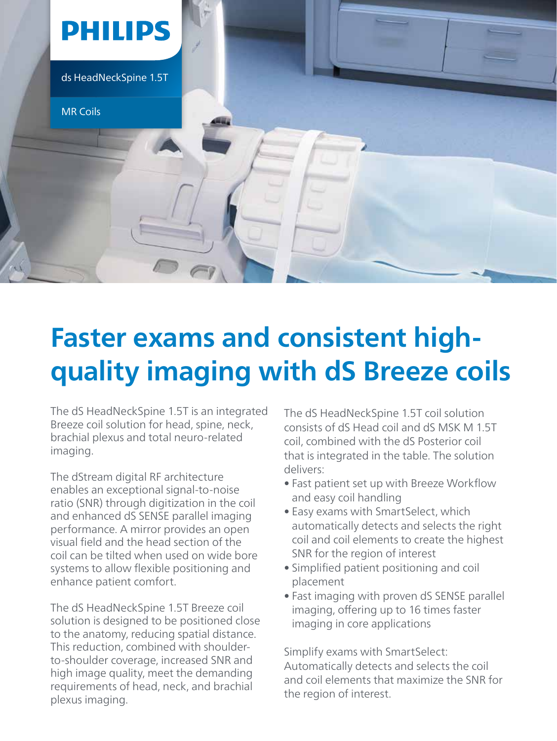PHILIPS

ds HeadNeckSpine 1.5T

MR Coils

# Faster exams and consistent high-quality imaging with dS Breeze coils

The dS HeadNeckSpine 1.5T is an integrated Breeze coil solution for head, spine, neck, brachial plexus and total neuro-related imaging.

The dStream digital RF architecture enables an exceptional signal-to-noise ratio (SNR) through digitization in the coil and enhanced dS SENSE parallel imaging performance. A mirror provides an open visual field and the head section of the coil can be tilted when used on wide bore systems to allow flexible positioning and enhance patient comfort.

The dS HeadNeckSpine 1.5T Breeze coil solution is designed to be positioned close to the anatomy, reducing spatial distance. This reduction, combined with shoulder-to-shoulder coverage, increased SNR and high image quality, meet the demanding requirements of head, neck, and brachial plexus imaging.

The dS HeadNeckSpine 1.5T coil solution consists of dS Head coil and dS MSK M 1.5T coil, combined with the dS Posterior coil that is integrated in the table. The solution delivers:

- Fast patient set up with Breeze Workflow and easy coil handling
- Easy exams with SmartSelect, which automatically detects and selects the right coil and coil elements to create the highest SNR for the region of interest
- Simplified patient positioning and coil placement
- Fast imaging with proven dS SENSE parallel imaging, offering up to 16 times faster imaging in core applications

Simplify exams with SmartSelect: Automatically detects and selects the coil and coil elements that maximize the SNR for the region of interest.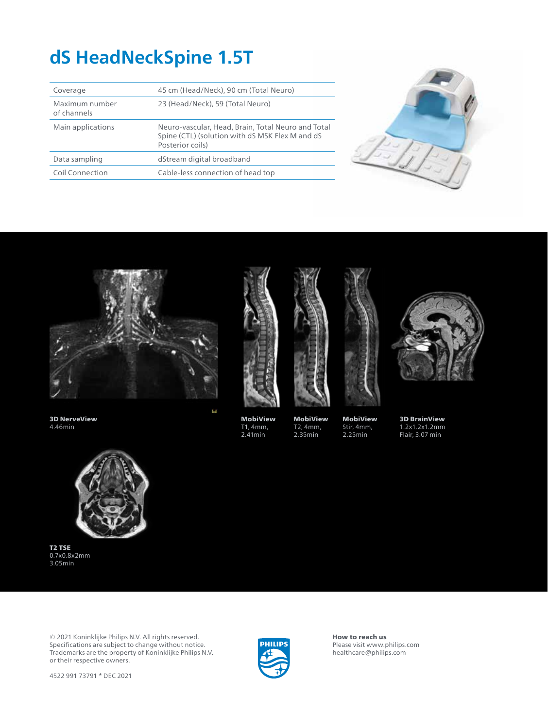# dS HeadNeckSpine 1.5T

| | |
|---|---|
| Coverage | 45 cm (Head/Neck), 90 cm (Total Neuro) |
| Maximum number of channels | 23 (Head/Neck), 59 (Total Neuro) |
| Main applications | Neuro-vascular, Head, Brain, Total Neuro and Total Spine (CTL) (solution with dS MSK Flex M and dS Posterior coils) |
| Data sampling | dStream digital broadband |
| Coil Connection | Cable-less connection of head top |

**3D NerveView**
4.46min

**MobiView**
T1, 4mm,
2.41min

**MobiView**
T2, 4mm,
2.35min

**MobiView**
Stir, 4mm,
2.25min

**3D BrainView**
1.2x1.2x1.2mm
Flair, 3.07 min

**T2 TSE**
0.7x0.8x2mm
3.05min

© 2021 Koninklijke Philips N.V. All rights reserved.
Specifications are subject to change without notice.
Trademarks are the property of Koninklijke Philips N.V.
or their respective owners.

4522 991 73791 * DEC 2021

PHILIPS

**How to reach us**
Please visit www.philips.com
healthcare@philips.com